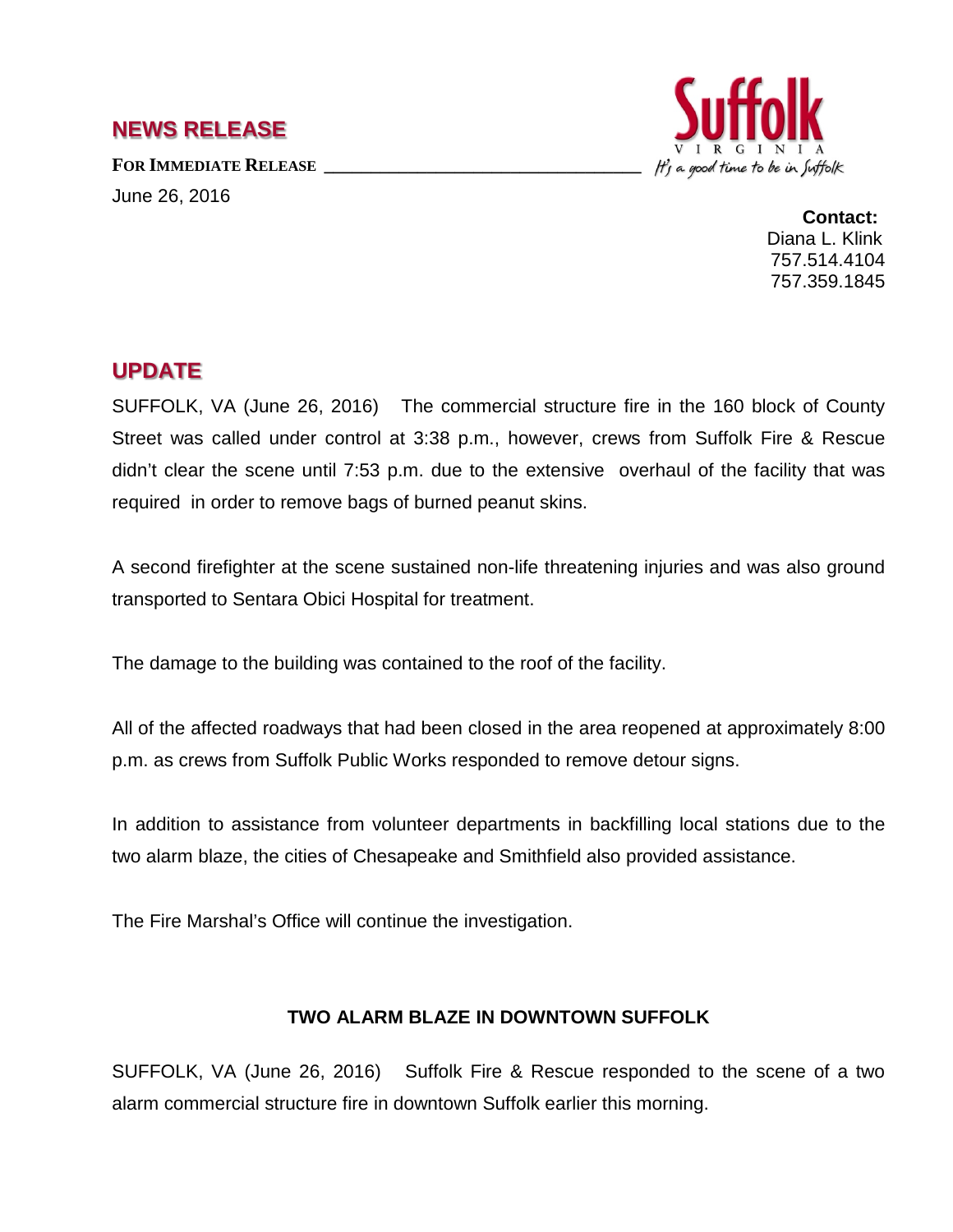## NEWS RELEASE

**FOR IMMEDIATE RELEASE**

June 26, 2016

Suffolk VIRGINIA *It's a good time to be in Suffolk*

**Contact:**
Diana L. Klink
757.514.4104
757.359.1845

## UPDATE

SUFFOLK, VA (June 26, 2016) The commercial structure fire in the 160 block of County Street was called under control at 3:38 p.m., however, crews from Suffolk Fire & Rescue didn't clear the scene until 7:53 p.m. due to the extensive overhaul of the facility that was required in order to remove bags of burned peanut skins.

A second firefighter at the scene sustained non-life threatening injuries and was also ground transported to Sentara Obici Hospital for treatment.

The damage to the building was contained to the roof of the facility.

All of the affected roadways that had been closed in the area reopened at approximately 8:00 p.m. as crews from Suffolk Public Works responded to remove detour signs.

In addition to assistance from volunteer departments in backfilling local stations due to the two alarm blaze, the cities of Chesapeake and Smithfield also provided assistance.

The Fire Marshal's Office will continue the investigation.

### TWO ALARM BLAZE IN DOWNTOWN SUFFOLK

SUFFOLK, VA (June 26, 2016) Suffolk Fire & Rescue responded to the scene of a two alarm commercial structure fire in downtown Suffolk earlier this morning.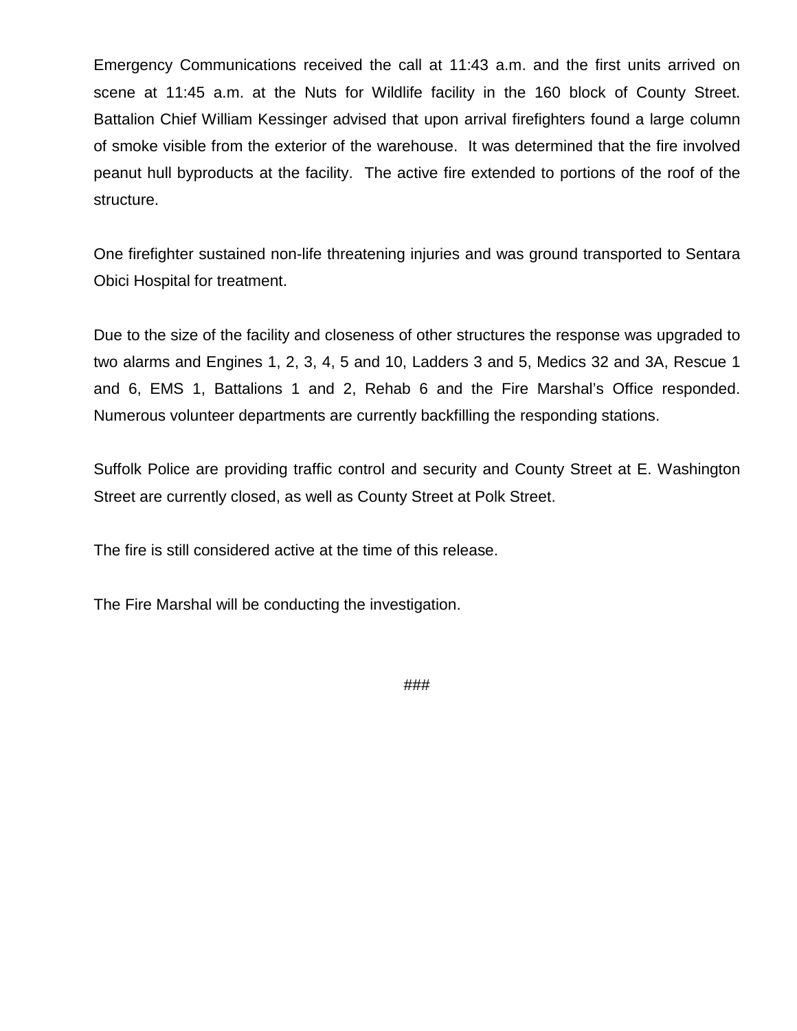Emergency Communications received the call at 11:43 a.m. and the first units arrived on scene at 11:45 a.m. at the Nuts for Wildlife facility in the 160 block of County Street. Battalion Chief William Kessinger advised that upon arrival firefighters found a large column of smoke visible from the exterior of the warehouse. It was determined that the fire involved peanut hull byproducts at the facility. The active fire extended to portions of the roof of the structure.

One firefighter sustained non-life threatening injuries and was ground transported to Sentara Obici Hospital for treatment.

Due to the size of the facility and closeness of other structures the response was upgraded to two alarms and Engines 1, 2, 3, 4, 5 and 10, Ladders 3 and 5, Medics 32 and 3A, Rescue 1 and 6, EMS 1, Battalions 1 and 2, Rehab 6 and the Fire Marshal's Office responded. Numerous volunteer departments are currently backfilling the responding stations.

Suffolk Police are providing traffic control and security and County Street at E. Washington Street are currently closed, as well as County Street at Polk Street.

The fire is still considered active at the time of this release.

The Fire Marshal will be conducting the investigation.

###